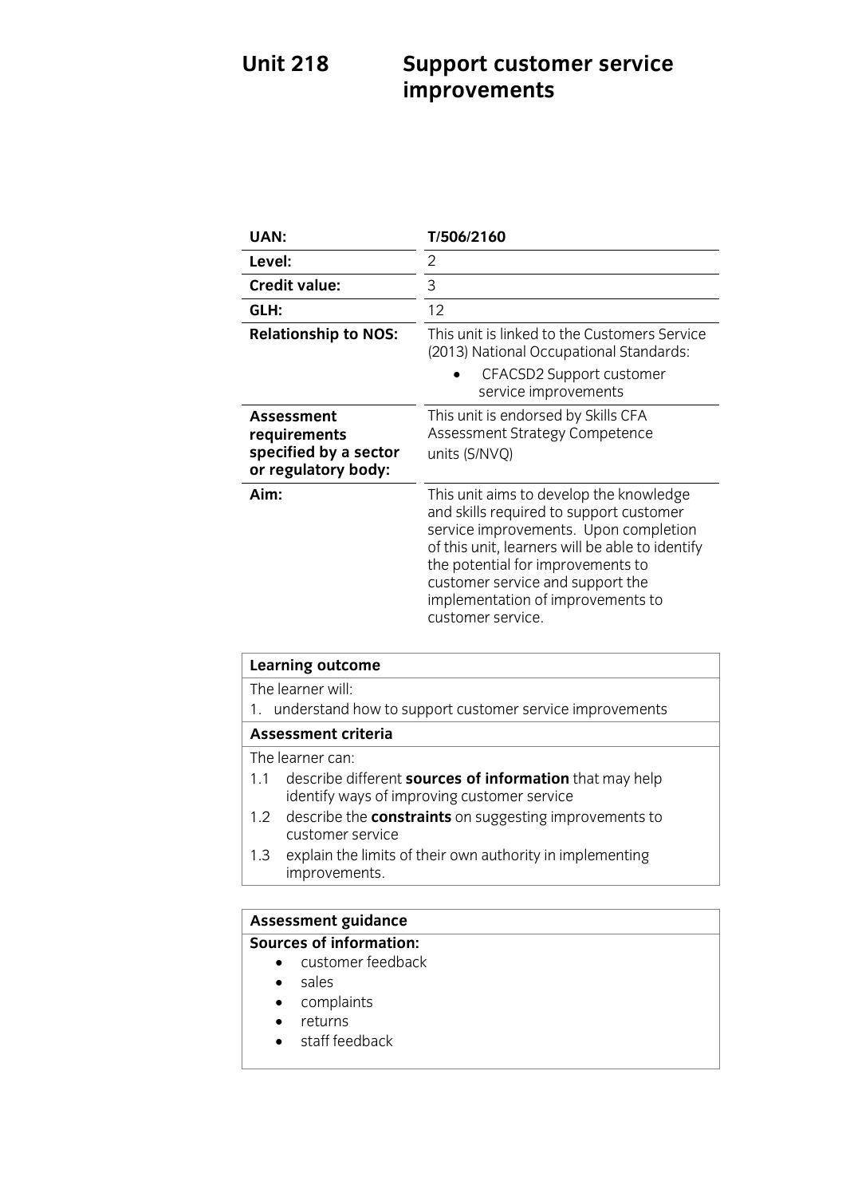# Unit 218 Support customer service improvements

| | |
|---|---|
| **UAN:** | **T/506/2160** |
| **Level:** | 2 |
| **Credit value:** | 3 |
| **GLH:** | 12 |
| **Relationship to NOS:** | This unit is linked to the Customers Service (2013) National Occupational Standards:<br>• CFACSD2 Support customer service improvements |
| **Assessment requirements specified by a sector or regulatory body:** | This unit is endorsed by Skills CFA Assessment Strategy Competence units (S/NVQ) |
| **Aim:** | This unit aims to develop the knowledge and skills required to support customer service improvements. Upon completion of this unit, learners will be able to identify the potential for improvements to customer service and support the implementation of improvements to customer service. |

| **Learning outcome** |
|---|
| The learner will: |
| 1. understand how to support customer service improvements |
| **Assessment criteria** |
| The learner can: |
| 1.1 describe different **sources of information** that may help identify ways of improving customer service |
| 1.2 describe the **constraints** on suggesting improvements to customer service |
| 1.3 explain the limits of their own authority in implementing improvements. |

**Assessment guidance**

**Sources of information:**

- customer feedback
- sales
- complaints
- returns
- staff feedback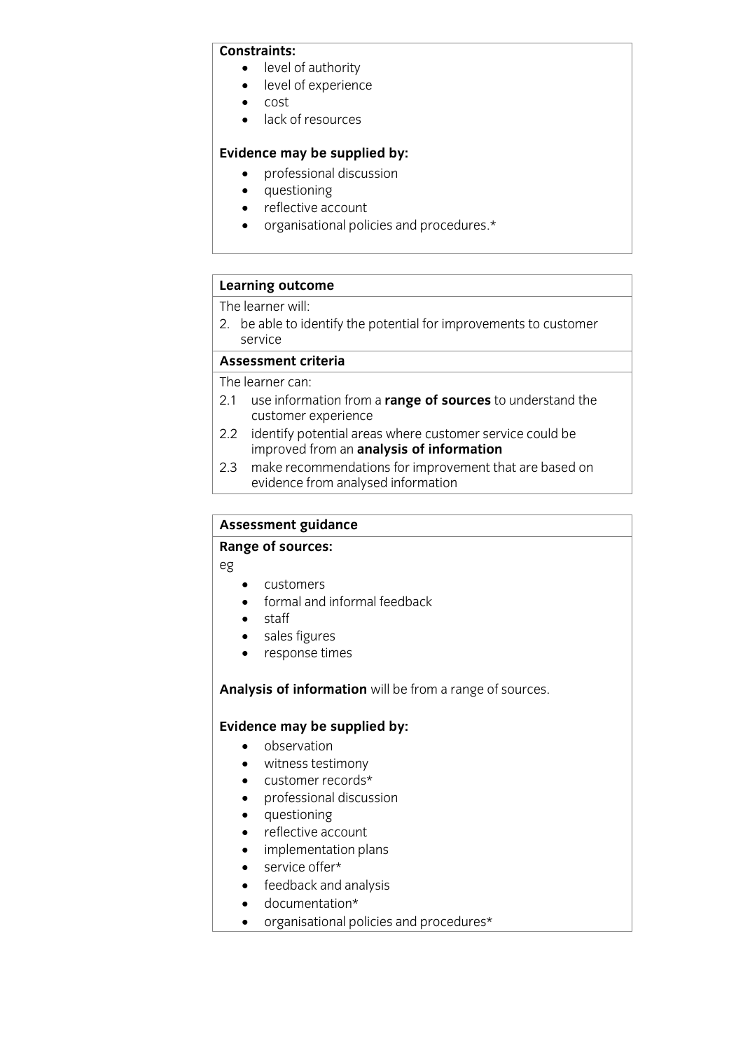**Constraints:**

- level of authority
- level of experience
- cost
- lack of resources

**Evidence may be supplied by:**

- professional discussion
- questioning
- reflective account
- organisational policies and procedures.*

**Learning outcome**

The learner will:

2. be able to identify the potential for improvements to customer service

**Assessment criteria**

The learner can:

2.1 use information from a **range of sources** to understand the customer experience

2.2 identify potential areas where customer service could be improved from an **analysis of information**

2.3 make recommendations for improvement that are based on evidence from analysed information

**Assessment guidance**

**Range of sources:**

eg

- customers
- formal and informal feedback
- staff
- sales figures
- response times

**Analysis of information** will be from a range of sources.

**Evidence may be supplied by:**

- observation
- witness testimony
- customer records*
- professional discussion
- questioning
- reflective account
- implementation plans
- service offer*
- feedback and analysis
- documentation*
- organisational policies and procedures*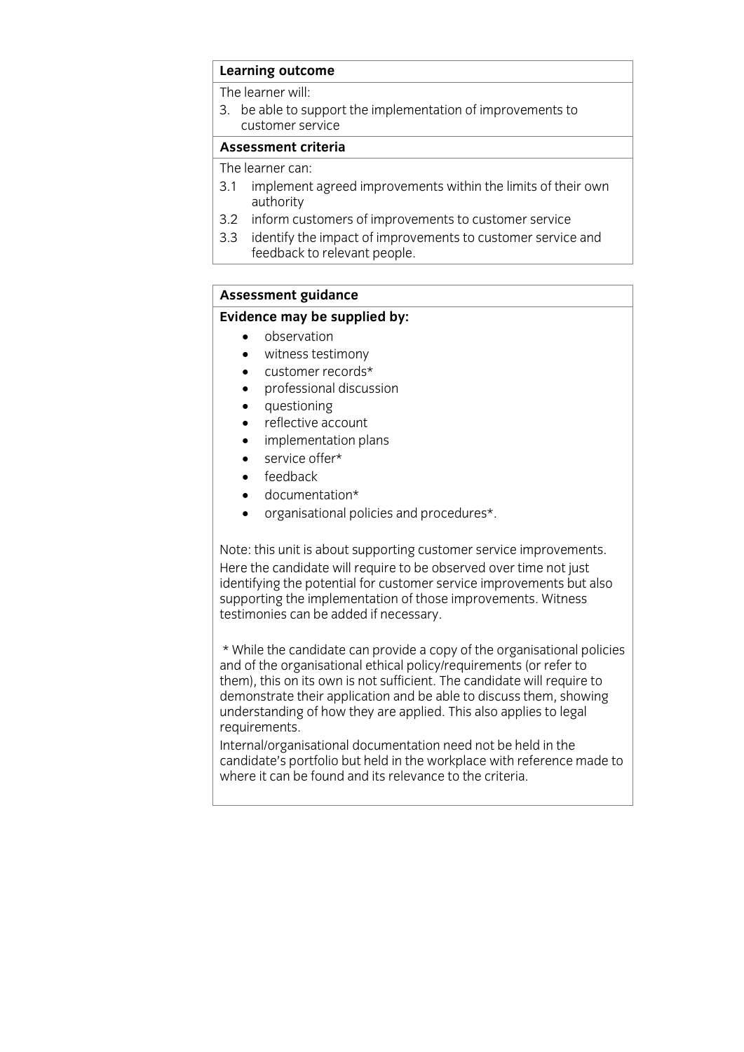| Learning outcome |
| --- |
| The learner will:<br>3. be able to support the implementation of improvements to customer service |
| **Assessment criteria** |
| The learner can:<br>3.1 implement agreed improvements within the limits of their own authority<br>3.2 inform customers of improvements to customer service<br>3.3 identify the impact of improvements to customer service and feedback to relevant people. |

| Assessment guidance |
| --- |
| **Evidence may be supplied by:**<br>• observation<br>• witness testimony<br>• customer records*<br>• professional discussion<br>• questioning<br>• reflective account<br>• implementation plans<br>• service offer*<br>• feedback<br>• documentation*<br>• organisational policies and procedures*.<br><br>Note: this unit is about supporting customer service improvements. Here the candidate will require to be observed over time not just identifying the potential for customer service improvements but also supporting the implementation of those improvements. Witness testimonies can be added if necessary.<br><br>* While the candidate can provide a copy of the organisational policies and of the organisational ethical policy/requirements (or refer to them), this on its own is not sufficient. The candidate will require to demonstrate their application and be able to discuss them, showing understanding of how they are applied. This also applies to legal requirements.<br>Internal/organisational documentation need not be held in the candidate's portfolio but held in the workplace with reference made to where it can be found and its relevance to the criteria. |